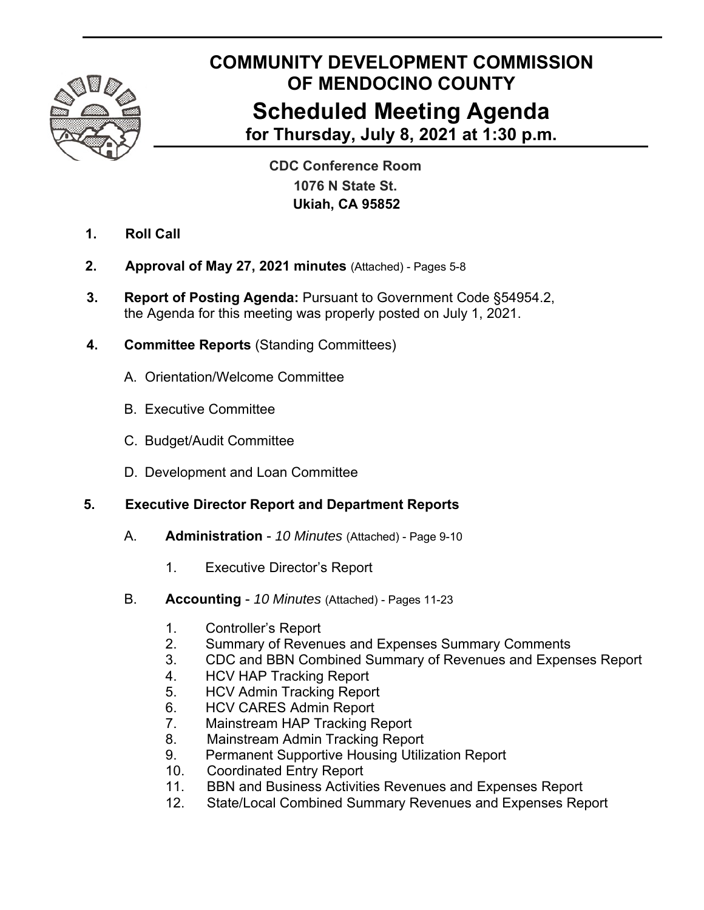# COMMUNITY DEVELOPMENT COMMISSION OF MENDOCINO COUNTY

# Scheduled Meeting Agenda

## for Thursday, July 8, 2021 at 1:30 p.m.

**CDC Conference Room**
**1076 N State St.**
**Ukiah, CA 95852**

1. **Roll Call**

2. **Approval of May 27, 2021 minutes** (Attached) - Pages 5-8

3. **Report of Posting Agenda:** Pursuant to Government Code §54954.2, the Agenda for this meeting was properly posted on July 1, 2021.

4. **Committee Reports** (Standing Committees)

   A. Orientation/Welcome Committee

   B. Executive Committee

   C. Budget/Audit Committee

   D. Development and Loan Committee

5. **Executive Director Report and Department Reports**

   A. **Administration** - *10 Minutes* (Attached) - Page 9-10

      1. Executive Director's Report

   B. **Accounting** - *10 Minutes* (Attached) - Pages 11-23

      1. Controller's Report
      2. Summary of Revenues and Expenses Summary Comments
      3. CDC and BBN Combined Summary of Revenues and Expenses Report
      4. HCV HAP Tracking Report
      5. HCV Admin Tracking Report
      6. HCV CARES Admin Report
      7. Mainstream HAP Tracking Report
      8. Mainstream Admin Tracking Report
      9. Permanent Supportive Housing Utilization Report
      10. Coordinated Entry Report
      11. BBN and Business Activities Revenues and Expenses Report
      12. State/Local Combined Summary Revenues and Expenses Report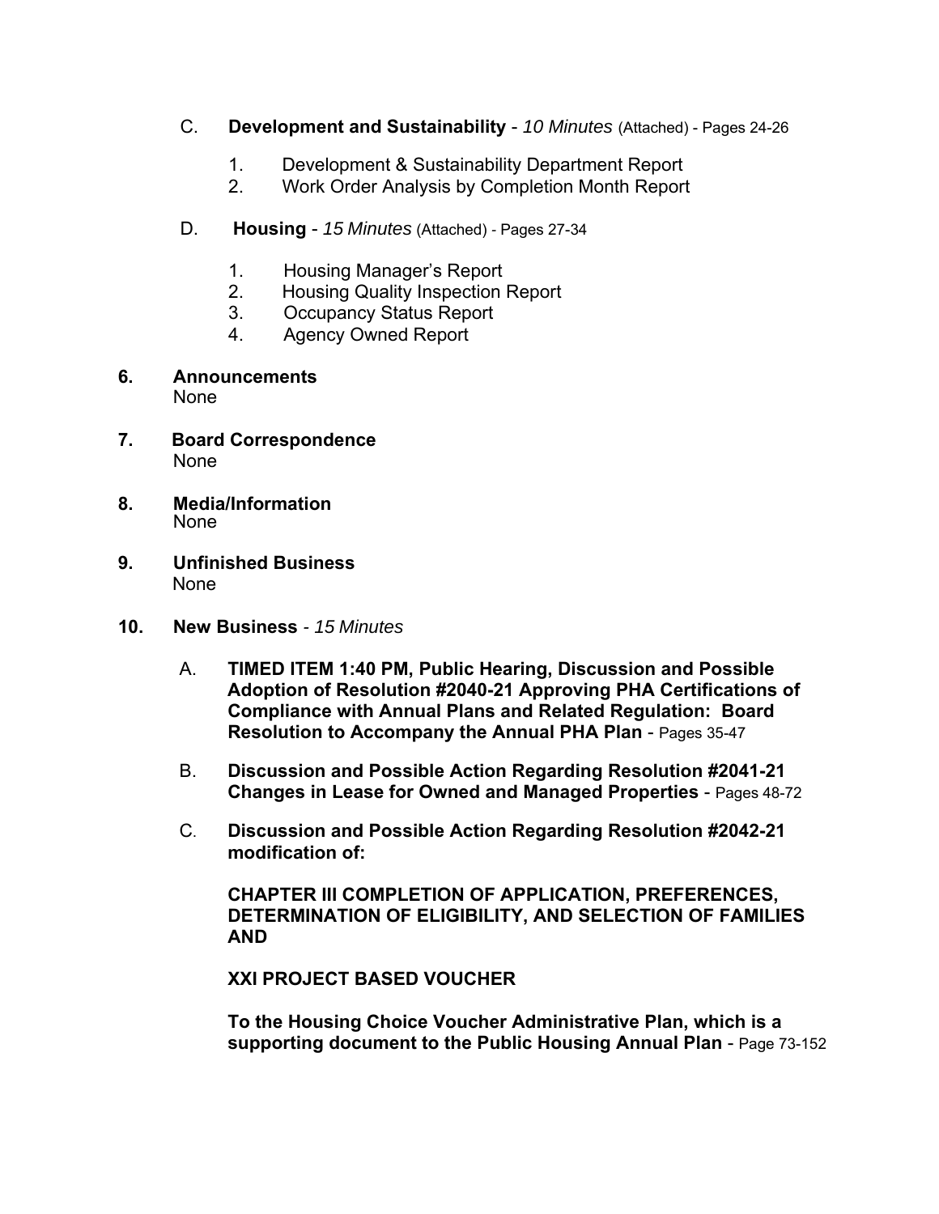C. **Development and Sustainability** - *10 Minutes* (Attached) - Pages 24-26

1. Development & Sustainability Department Report
2. Work Order Analysis by Completion Month Report

D. **Housing** - *15 Minutes* (Attached) - Pages 27-34

1. Housing Manager's Report
2. Housing Quality Inspection Report
3. Occupancy Status Report
4. Agency Owned Report

**6. Announcements**
None

**7. Board Correspondence**
None

**8. Media/Information**
None

**9. Unfinished Business**
None

**10. New Business** - *15 Minutes*

A. **TIMED ITEM 1:40 PM, Public Hearing, Discussion and Possible Adoption of Resolution #2040-21 Approving PHA Certifications of Compliance with Annual Plans and Related Regulation: Board Resolution to Accompany the Annual PHA Plan** - Pages 35-47

B. **Discussion and Possible Action Regarding Resolution #2041-21 Changes in Lease for Owned and Managed Properties** - Pages 48-72

C. **Discussion and Possible Action Regarding Resolution #2042-21 modification of:**

**CHAPTER III COMPLETION OF APPLICATION, PREFERENCES, DETERMINATION OF ELIGIBILITY, AND SELECTION OF FAMILIES AND**

**XXI PROJECT BASED VOUCHER**

**To the Housing Choice Voucher Administrative Plan, which is a supporting document to the Public Housing Annual Plan** - Page 73-152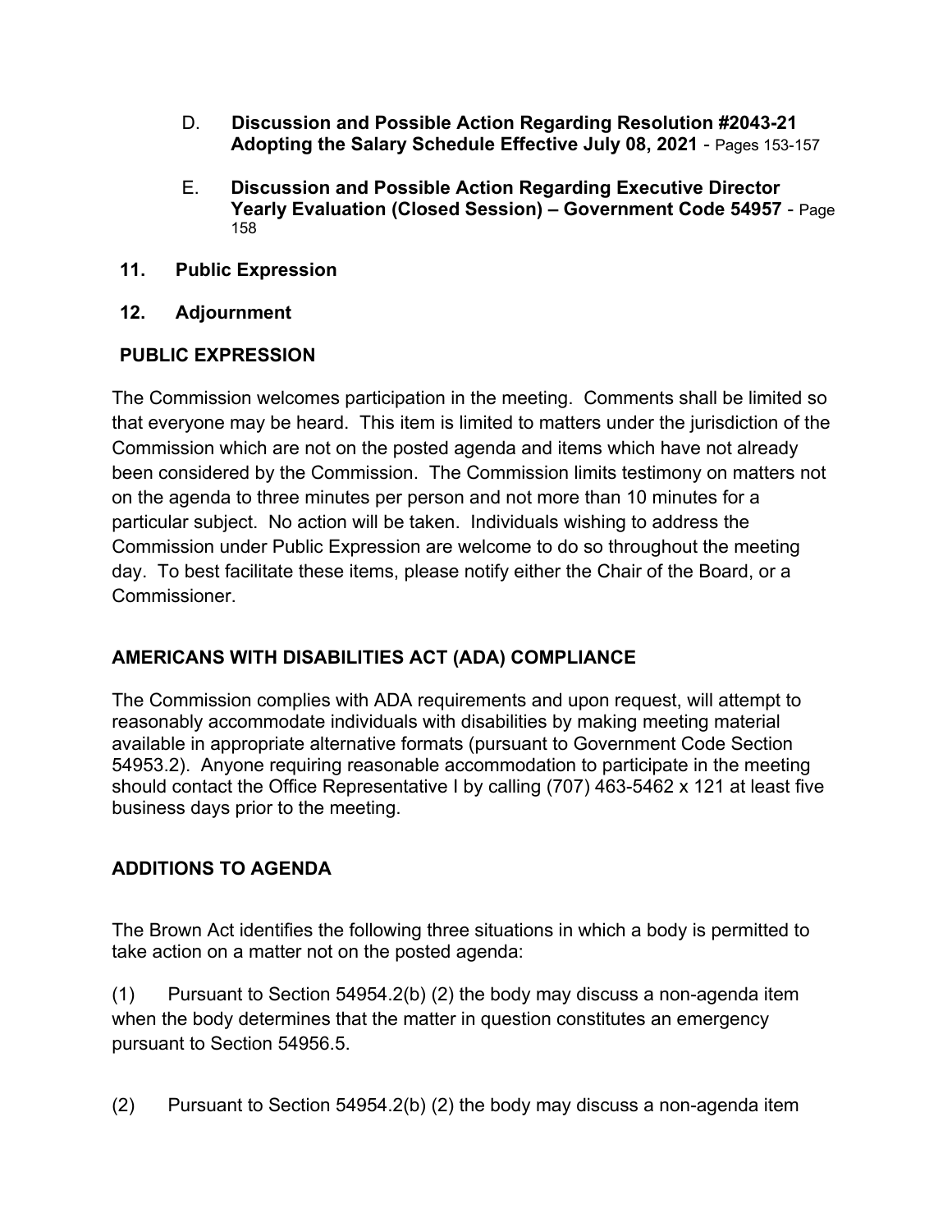D. **Discussion and Possible Action Regarding Resolution #2043-21 Adopting the Salary Schedule Effective July 08, 2021** - Pages 153-157

E. **Discussion and Possible Action Regarding Executive Director Yearly Evaluation (Closed Session) – Government Code 54957** - Page 158

**11. Public Expression**

**12. Adjournment**

## PUBLIC EXPRESSION

The Commission welcomes participation in the meeting. Comments shall be limited so that everyone may be heard. This item is limited to matters under the jurisdiction of the Commission which are not on the posted agenda and items which have not already been considered by the Commission. The Commission limits testimony on matters not on the agenda to three minutes per person and not more than 10 minutes for a particular subject. No action will be taken. Individuals wishing to address the Commission under Public Expression are welcome to do so throughout the meeting day. To best facilitate these items, please notify either the Chair of the Board, or a Commissioner.

## AMERICANS WITH DISABILITIES ACT (ADA) COMPLIANCE

The Commission complies with ADA requirements and upon request, will attempt to reasonably accommodate individuals with disabilities by making meeting material available in appropriate alternative formats (pursuant to Government Code Section 54953.2). Anyone requiring reasonable accommodation to participate in the meeting should contact the Office Representative I by calling (707) 463-5462 x 121 at least five business days prior to the meeting.

## ADDITIONS TO AGENDA

The Brown Act identifies the following three situations in which a body is permitted to take action on a matter not on the posted agenda:

(1) Pursuant to Section 54954.2(b) (2) the body may discuss a non-agenda item when the body determines that the matter in question constitutes an emergency pursuant to Section 54956.5.

(2) Pursuant to Section 54954.2(b) (2) the body may discuss a non-agenda item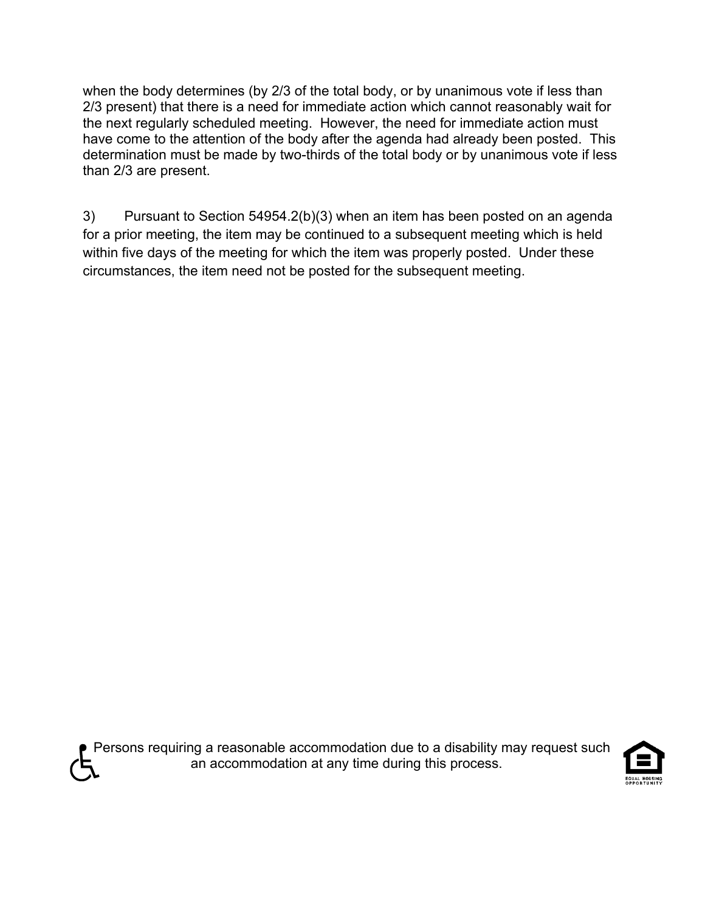when the body determines (by 2/3 of the total body, or by unanimous vote if less than 2/3 present) that there is a need for immediate action which cannot reasonably wait for the next regularly scheduled meeting. However, the need for immediate action must have come to the attention of the body after the agenda had already been posted. This determination must be made by two-thirds of the total body or by unanimous vote if less than 2/3 are present.

3) Pursuant to Section 54954.2(b)(3) when an item has been posted on an agenda for a prior meeting, the item may be continued to a subsequent meeting which is held within five days of the meeting for which the item was properly posted. Under these circumstances, the item need not be posted for the subsequent meeting.

Persons requiring a reasonable accommodation due to a disability may request such an accommodation at any time during this process.

EQUAL HOUSING OPPORTUNITY